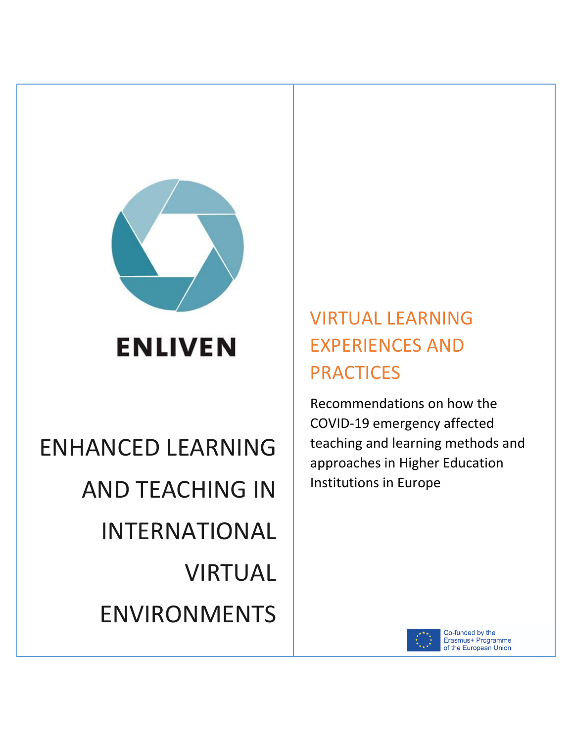# ENLIVEN

## ENHANCED LEARNING AND TEACHING IN INTERNATIONAL VIRTUAL ENVIRONMENTS

# VIRTUAL LEARNING EXPERIENCES AND PRACTICES

Recommendations on how the COVID-19 emergency affected teaching and learning methods and approaches in Higher Education Institutions in Europe

Co-funded by the Erasmus+ Programme of the European Union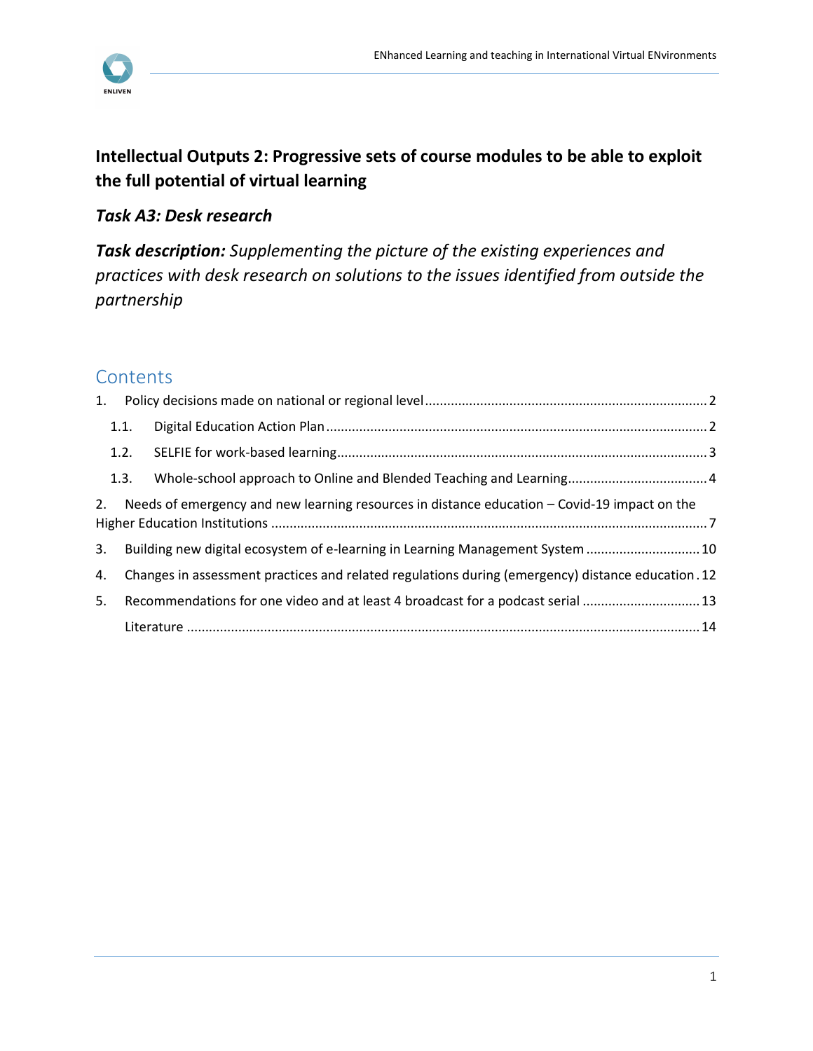**Intellectual Outputs 2: Progressive sets of course modules to be able to exploit the full potential of virtual learning**

***Task A3: Desk research***

***Task description:*** *Supplementing the picture of the existing experiences and practices with desk research on solutions to the issues identified from outside the partnership*

## Contents

1. Policy decisions made on national or regional level ..... 2
   - 1.1. Digital Education Action Plan ..... 2
   - 1.2. SELFIE for work-based learning ..... 3
   - 1.3. Whole-school approach to Online and Blended Teaching and Learning ..... 4
2. Needs of emergency and new learning resources in distance education – Covid-19 impact on the Higher Education Institutions ..... 7
3. Building new digital ecosystem of e-learning in Learning Management System ..... 10
4. Changes in assessment practices and related regulations during (emergency) distance education ..... 12
5. Recommendations for one video and at least 4 broadcast for a podcast serial ..... 13

Literature ..... 14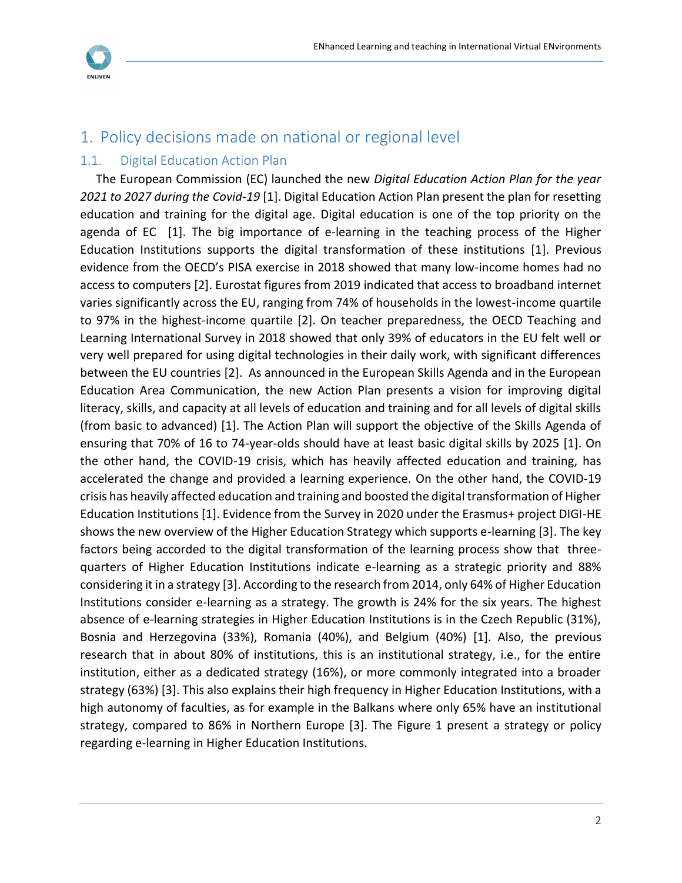# 1. Policy decisions made on national or regional level

## 1.1. Digital Education Action Plan

The European Commission (EC) launched the new *Digital Education Action Plan for the year 2021 to 2027 during the Covid-19* [1]. Digital Education Action Plan present the plan for resetting education and training for the digital age. Digital education is one of the top priority on the agenda of EC [1]. The big importance of e-learning in the teaching process of the Higher Education Institutions supports the digital transformation of these institutions [1]. Previous evidence from the OECD's PISA exercise in 2018 showed that many low-income homes had no access to computers [2]. Eurostat figures from 2019 indicated that access to broadband internet varies significantly across the EU, ranging from 74% of households in the lowest-income quartile to 97% in the highest-income quartile [2]. On teacher preparedness, the OECD Teaching and Learning International Survey in 2018 showed that only 39% of educators in the EU felt well or very well prepared for using digital technologies in their daily work, with significant differences between the EU countries [2]. As announced in the European Skills Agenda and in the European Education Area Communication, the new Action Plan presents a vision for improving digital literacy, skills, and capacity at all levels of education and training and for all levels of digital skills (from basic to advanced) [1]. The Action Plan will support the objective of the Skills Agenda of ensuring that 70% of 16 to 74-year-olds should have at least basic digital skills by 2025 [1]. On the other hand, the COVID-19 crisis, which has heavily affected education and training, has accelerated the change and provided a learning experience. On the other hand, the COVID-19 crisis has heavily affected education and training and boosted the digital transformation of Higher Education Institutions [1]. Evidence from the Survey in 2020 under the Erasmus+ project DIGI-HE shows the new overview of the Higher Education Strategy which supports e-learning [3]. The key factors being accorded to the digital transformation of the learning process show that three-quarters of Higher Education Institutions indicate e-learning as a strategic priority and 88% considering it in a strategy [3]. According to the research from 2014, only 64% of Higher Education Institutions consider e-learning as a strategy. The growth is 24% for the six years. The highest absence of e-learning strategies in Higher Education Institutions is in the Czech Republic (31%), Bosnia and Herzegovina (33%), Romania (40%), and Belgium (40%) [1]. Also, the previous research that in about 80% of institutions, this is an institutional strategy, i.e., for the entire institution, either as a dedicated strategy (16%), or more commonly integrated into a broader strategy (63%) [3]. This also explains their high frequency in Higher Education Institutions, with a high autonomy of faculties, as for example in the Balkans where only 65% have an institutional strategy, compared to 86% in Northern Europe [3]. The Figure 1 present a strategy or policy regarding e-learning in Higher Education Institutions.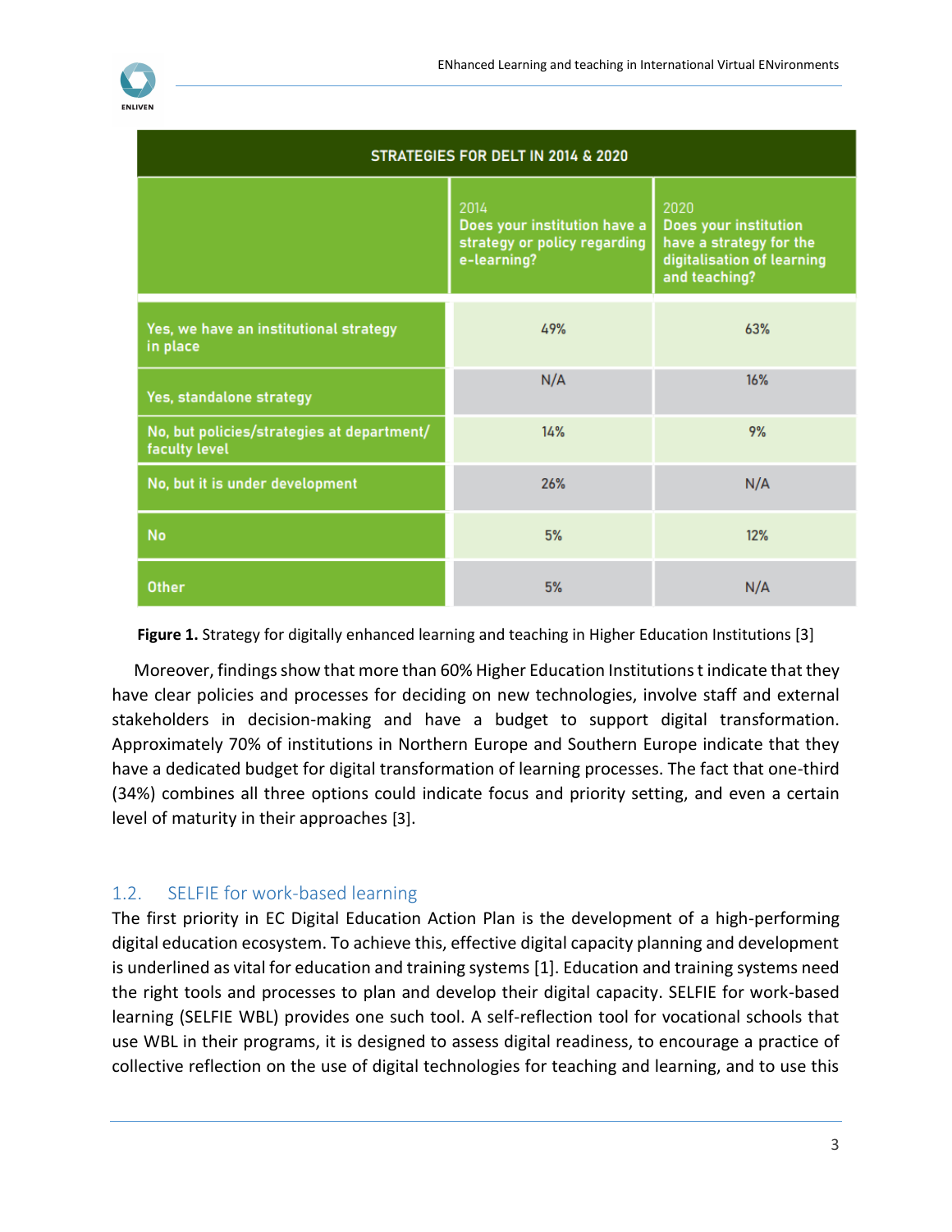| STRATEGIES FOR DELT IN 2014 & 2020 | | |
|---|---|---|
| | 2014 Does your institution have a strategy or policy regarding e-learning? | 2020 Does your institution have a strategy for the digitalisation of learning and teaching? |
| Yes, we have an institutional strategy in place | 49% | 63% |
| Yes, standalone strategy | N/A | 16% |
| No, but policies/strategies at department/ faculty level | 14% | 9% |
| No, but it is under development | 26% | N/A |
| No | 5% | 12% |
| Other | 5% | N/A |

**Figure 1.** Strategy for digitally enhanced learning and teaching in Higher Education Institutions [3]

Moreover, findings show that more than 60% Higher Education Institutions t indicate that they have clear policies and processes for deciding on new technologies, involve staff and external stakeholders in decision-making and have a budget to support digital transformation. Approximately 70% of institutions in Northern Europe and Southern Europe indicate that they have a dedicated budget for digital transformation of learning processes. The fact that one-third (34%) combines all three options could indicate focus and priority setting, and even a certain level of maturity in their approaches [3].

## 1.2. SELFIE for work-based learning

The first priority in EC Digital Education Action Plan is the development of a high-performing digital education ecosystem. To achieve this, effective digital capacity planning and development is underlined as vital for education and training systems [1]. Education and training systems need the right tools and processes to plan and develop their digital capacity. SELFIE for work-based learning (SELFIE WBL) provides one such tool. A self-reflection tool for vocational schools that use WBL in their programs, it is designed to assess digital readiness, to encourage a practice of collective reflection on the use of digital technologies for teaching and learning, and to use this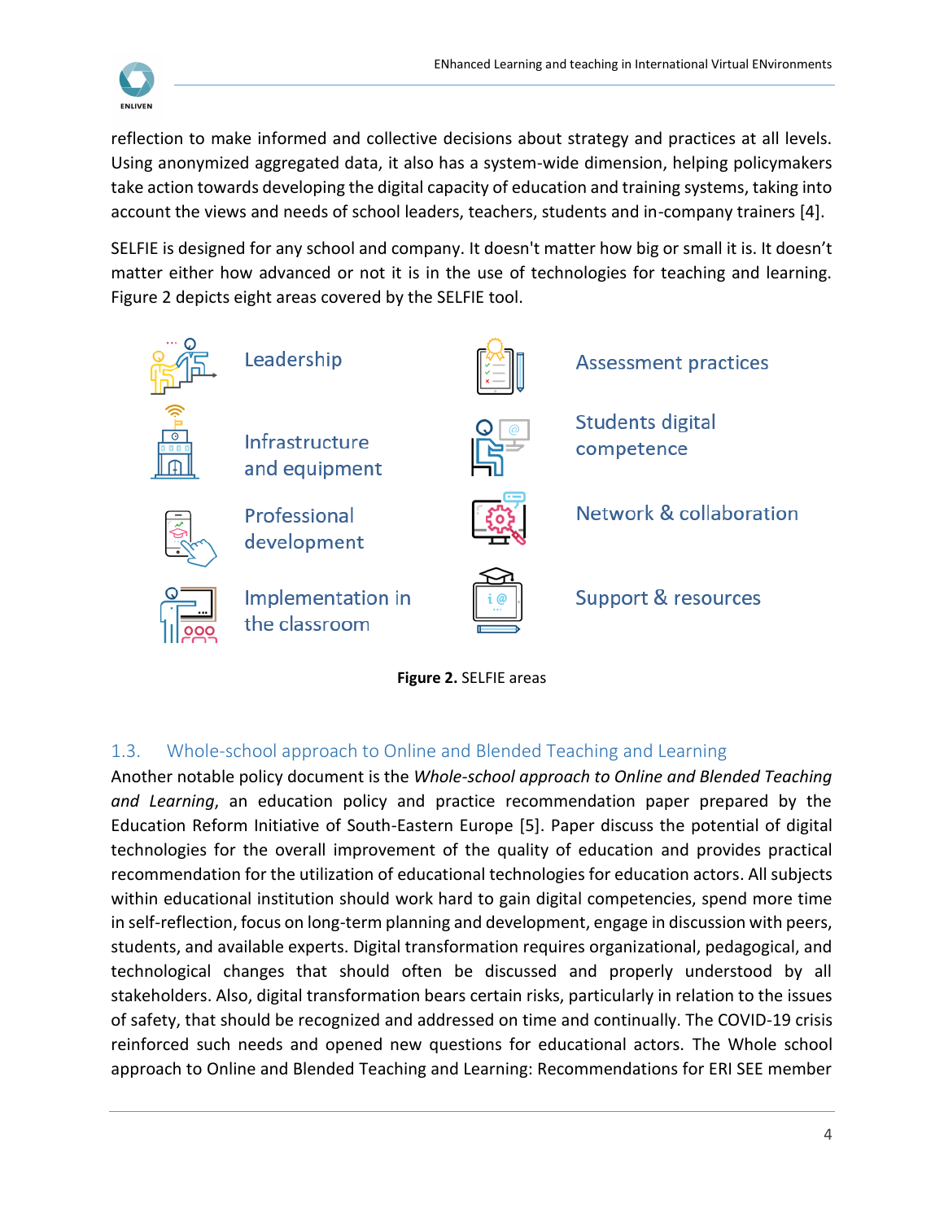reflection to make informed and collective decisions about strategy and practices at all levels. Using anonymized aggregated data, it also has a system-wide dimension, helping policymakers take action towards developing the digital capacity of education and training systems, taking into account the views and needs of school leaders, teachers, students and in-company trainers [4].

SELFIE is designed for any school and company. It doesn't matter how big or small it is. It doesn't matter either how advanced or not it is in the use of technologies for teaching and learning. Figure 2 depicts eight areas covered by the SELFIE tool.

Leadership

Assessment practices

Infrastructure and equipment

Students digital competence

Professional development

Network & collaboration

Implementation in the classroom

Support & resources

**Figure 2.** SELFIE areas

## 1.3. Whole-school approach to Online and Blended Teaching and Learning

Another notable policy document is the *Whole-school approach to Online and Blended Teaching and Learning*, an education policy and practice recommendation paper prepared by the Education Reform Initiative of South-Eastern Europe [5]. Paper discuss the potential of digital technologies for the overall improvement of the quality of education and provides practical recommendation for the utilization of educational technologies for education actors. All subjects within educational institution should work hard to gain digital competencies, spend more time in self-reflection, focus on long-term planning and development, engage in discussion with peers, students, and available experts. Digital transformation requires organizational, pedagogical, and technological changes that should often be discussed and properly understood by all stakeholders. Also, digital transformation bears certain risks, particularly in relation to the issues of safety, that should be recognized and addressed on time and continually. The COVID-19 crisis reinforced such needs and opened new questions for educational actors. The Whole school approach to Online and Blended Teaching and Learning: Recommendations for ERI SEE member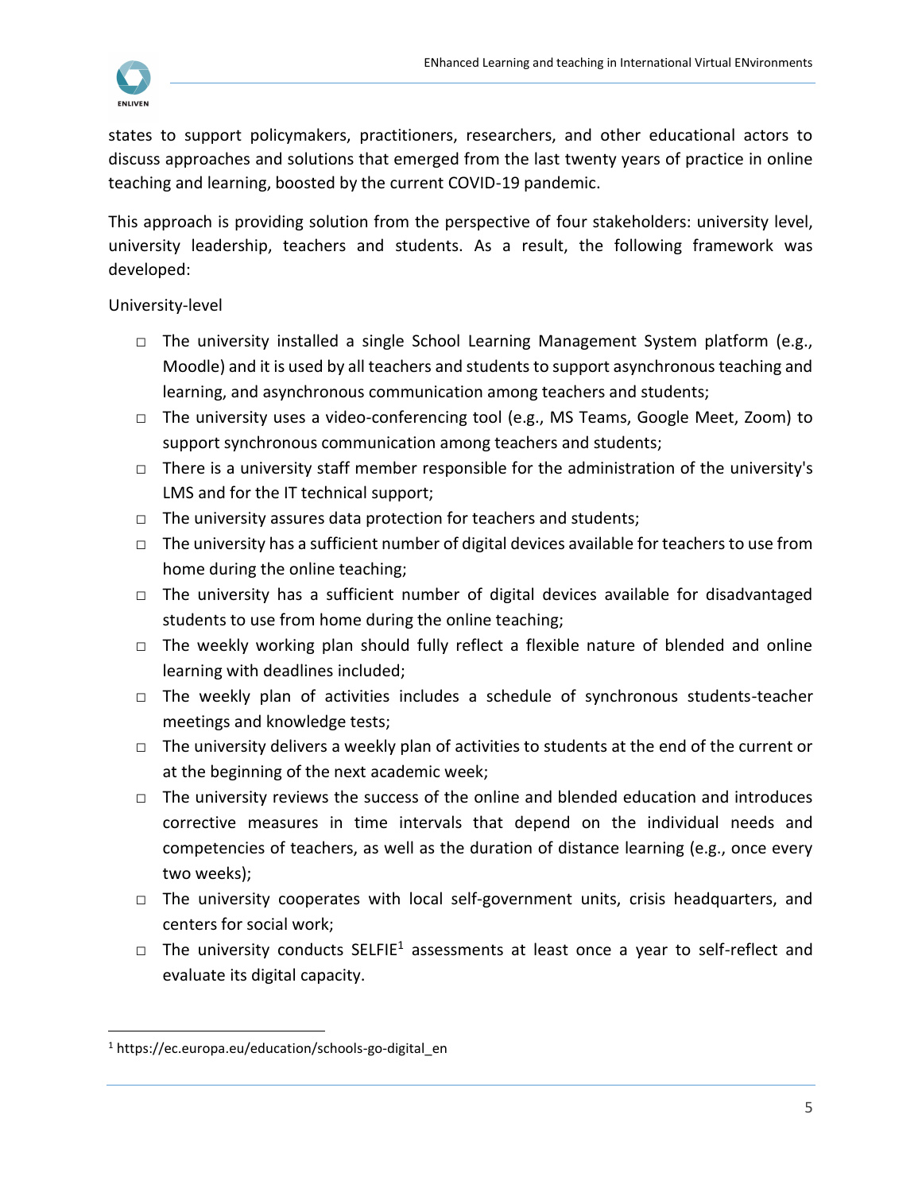states to support policymakers, practitioners, researchers, and other educational actors to discuss approaches and solutions that emerged from the last twenty years of practice in online teaching and learning, boosted by the current COVID-19 pandemic.

This approach is providing solution from the perspective of four stakeholders: university level, university leadership, teachers and students. As a result, the following framework was developed:

University-level

- □ The university installed a single School Learning Management System platform (e.g., Moodle) and it is used by all teachers and students to support asynchronous teaching and learning, and asynchronous communication among teachers and students;
- □ The university uses a video-conferencing tool (e.g., MS Teams, Google Meet, Zoom) to support synchronous communication among teachers and students;
- □ There is a university staff member responsible for the administration of the university's LMS and for the IT technical support;
- □ The university assures data protection for teachers and students;
- □ The university has a sufficient number of digital devices available for teachers to use from home during the online teaching;
- □ The university has a sufficient number of digital devices available for disadvantaged students to use from home during the online teaching;
- □ The weekly working plan should fully reflect a flexible nature of blended and online learning with deadlines included;
- □ The weekly plan of activities includes a schedule of synchronous students-teacher meetings and knowledge tests;
- □ The university delivers a weekly plan of activities to students at the end of the current or at the beginning of the next academic week;
- □ The university reviews the success of the online and blended education and introduces corrective measures in time intervals that depend on the individual needs and competencies of teachers, as well as the duration of distance learning (e.g., once every two weeks);
- □ The university cooperates with local self-government units, crisis headquarters, and centers for social work;
- □ The university conducts SELFIE[1] assessments at least once a year to self-reflect and evaluate its digital capacity.

[1] https://ec.europa.eu/education/schools-go-digital_en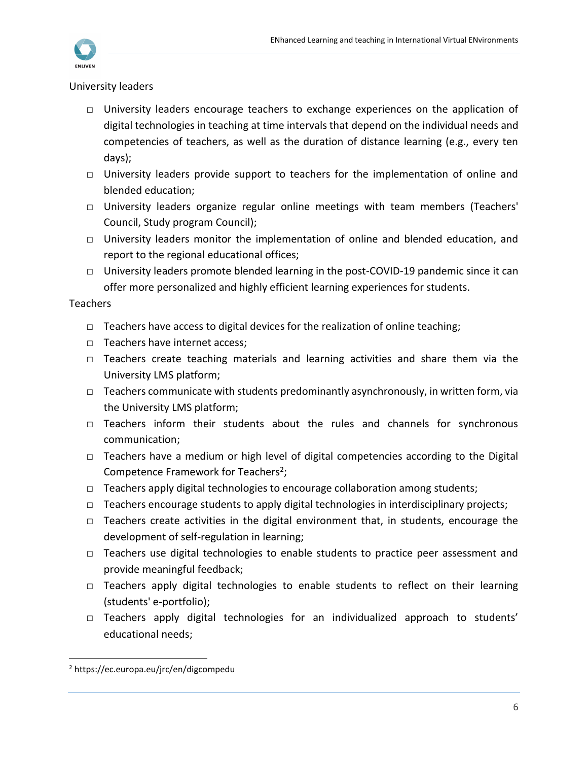University leaders

- University leaders encourage teachers to exchange experiences on the application of digital technologies in teaching at time intervals that depend on the individual needs and competencies of teachers, as well as the duration of distance learning (e.g., every ten days);
- University leaders provide support to teachers for the implementation of online and blended education;
- University leaders organize regular online meetings with team members (Teachers' Council, Study program Council);
- University leaders monitor the implementation of online and blended education, and report to the regional educational offices;
- University leaders promote blended learning in the post-COVID-19 pandemic since it can offer more personalized and highly efficient learning experiences for students.

Teachers

- Teachers have access to digital devices for the realization of online teaching;
- Teachers have internet access;
- Teachers create teaching materials and learning activities and share them via the University LMS platform;
- Teachers communicate with students predominantly asynchronously, in written form, via the University LMS platform;
- Teachers inform their students about the rules and channels for synchronous communication;
- Teachers have a medium or high level of digital competencies according to the Digital Competence Framework for Teachers[2];
- Teachers apply digital technologies to encourage collaboration among students;
- Teachers encourage students to apply digital technologies in interdisciplinary projects;
- Teachers create activities in the digital environment that, in students, encourage the development of self-regulation in learning;
- Teachers use digital technologies to enable students to practice peer assessment and provide meaningful feedback;
- Teachers apply digital technologies to enable students to reflect on their learning (students' e-portfolio);
- Teachers apply digital technologies for an individualized approach to students' educational needs;

[2] https://ec.europa.eu/jrc/en/digcompedu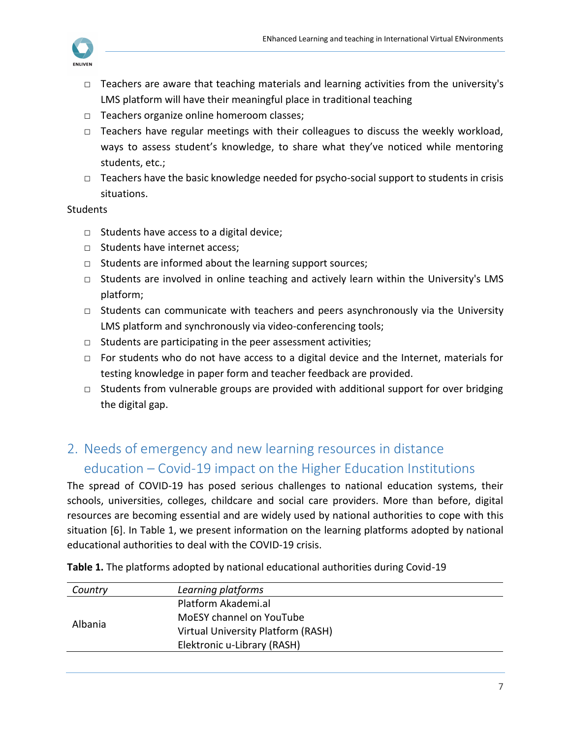- Teachers are aware that teaching materials and learning activities from the university's LMS platform will have their meaningful place in traditional teaching
- Teachers organize online homeroom classes;
- Teachers have regular meetings with their colleagues to discuss the weekly workload, ways to assess student's knowledge, to share what they've noticed while mentoring students, etc.;
- Teachers have the basic knowledge needed for psycho-social support to students in crisis situations.

Students

- Students have access to a digital device;
- Students have internet access;
- Students are informed about the learning support sources;
- Students are involved in online teaching and actively learn within the University's LMS platform;
- Students can communicate with teachers and peers asynchronously via the University LMS platform and synchronously via video-conferencing tools;
- Students are participating in the peer assessment activities;
- For students who do not have access to a digital device and the Internet, materials for testing knowledge in paper form and teacher feedback are provided.
- Students from vulnerable groups are provided with additional support for over bridging the digital gap.

## 2. Needs of emergency and new learning resources in distance education – Covid-19 impact on the Higher Education Institutions

The spread of COVID-19 has posed serious challenges to national education systems, their schools, universities, colleges, childcare and social care providers. More than before, digital resources are becoming essential and are widely used by national authorities to cope with this situation [6]. In Table 1, we present information on the learning platforms adopted by national educational authorities to deal with the COVID-19 crisis.

**Table 1.** The platforms adopted by national educational authorities during Covid-19

| *Country* | *Learning platforms* |
|---|---|
| Albania | Platform Akademi.al<br>MoESY channel on YouTube<br>Virtual University Platform (RASH)<br>Elektronic u-Library (RASH) |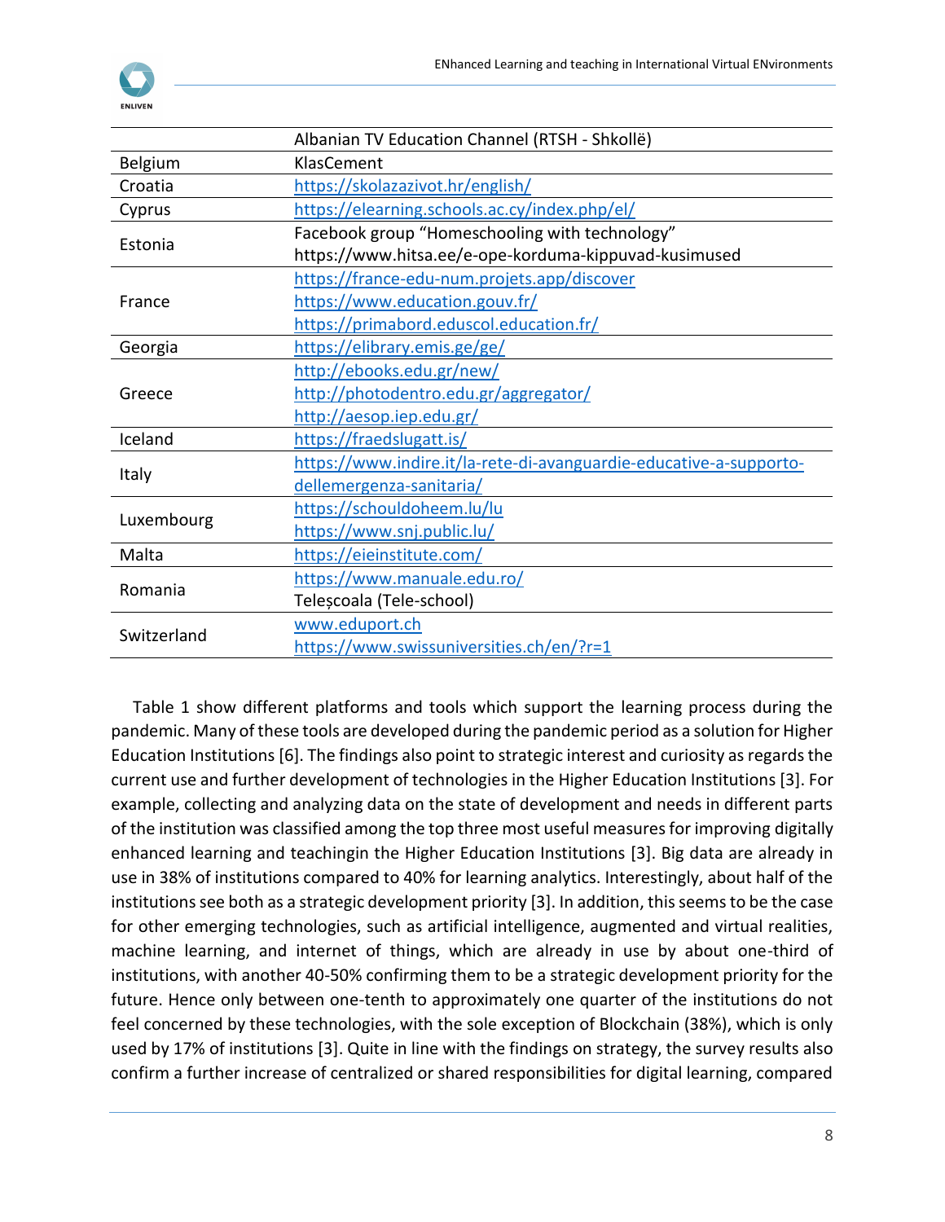|  | Albanian TV Education Channel (RTSH - Shkollë) |
|---|---|
| Belgium | KlasCement |
| Croatia | https://skolazazivot.hr/english/ |
| Cyprus | https://elearning.schools.ac.cy/index.php/el/ |
| Estonia | Facebook group “Homeschooling with technology” https://www.hitsa.ee/e-ope-korduma-kippuvad-kusimused |
| France | https://france-edu-num.projets.app/discover https://www.education.gouv.fr/ https://primabord.eduscol.education.fr/ |
| Georgia | https://elibrary.emis.ge/ge/ |
| Greece | http://ebooks.edu.gr/new/ http://photodentro.edu.gr/aggregator/ http://aesop.iep.edu.gr/ |
| Iceland | https://fraedslugatt.is/ |
| Italy | https://www.indire.it/la-rete-di-avanguardie-educative-a-supporto-dellemergenza-sanitaria/ |
| Luxembourg | https://schouldoheem.lu/lu https://www.snj.public.lu/ |
| Malta | https://eieinstitute.com/ |
| Romania | https://www.manuale.edu.ro/ Teleșcoala (Tele-school) |
| Switzerland | www.eduport.ch https://www.swissuniversities.ch/en/?r=1 |

Table 1 show different platforms and tools which support the learning process during the pandemic. Many of these tools are developed during the pandemic period as a solution for Higher Education Institutions [6]. The findings also point to strategic interest and curiosity as regards the current use and further development of technologies in the Higher Education Institutions [3]. For example, collecting and analyzing data on the state of development and needs in different parts of the institution was classified among the top three most useful measures for improving digitally enhanced learning and teachingin the Higher Education Institutions [3]. Big data are already in use in 38% of institutions compared to 40% for learning analytics. Interestingly, about half of the institutions see both as a strategic development priority [3]. In addition, this seems to be the case for other emerging technologies, such as artificial intelligence, augmented and virtual realities, machine learning, and internet of things, which are already in use by about one-third of institutions, with another 40-50% confirming them to be a strategic development priority for the future. Hence only between one-tenth to approximately one quarter of the institutions do not feel concerned by these technologies, with the sole exception of Blockchain (38%), which is only used by 17% of institutions [3]. Quite in line with the findings on strategy, the survey results also confirm a further increase of centralized or shared responsibilities for digital learning, compared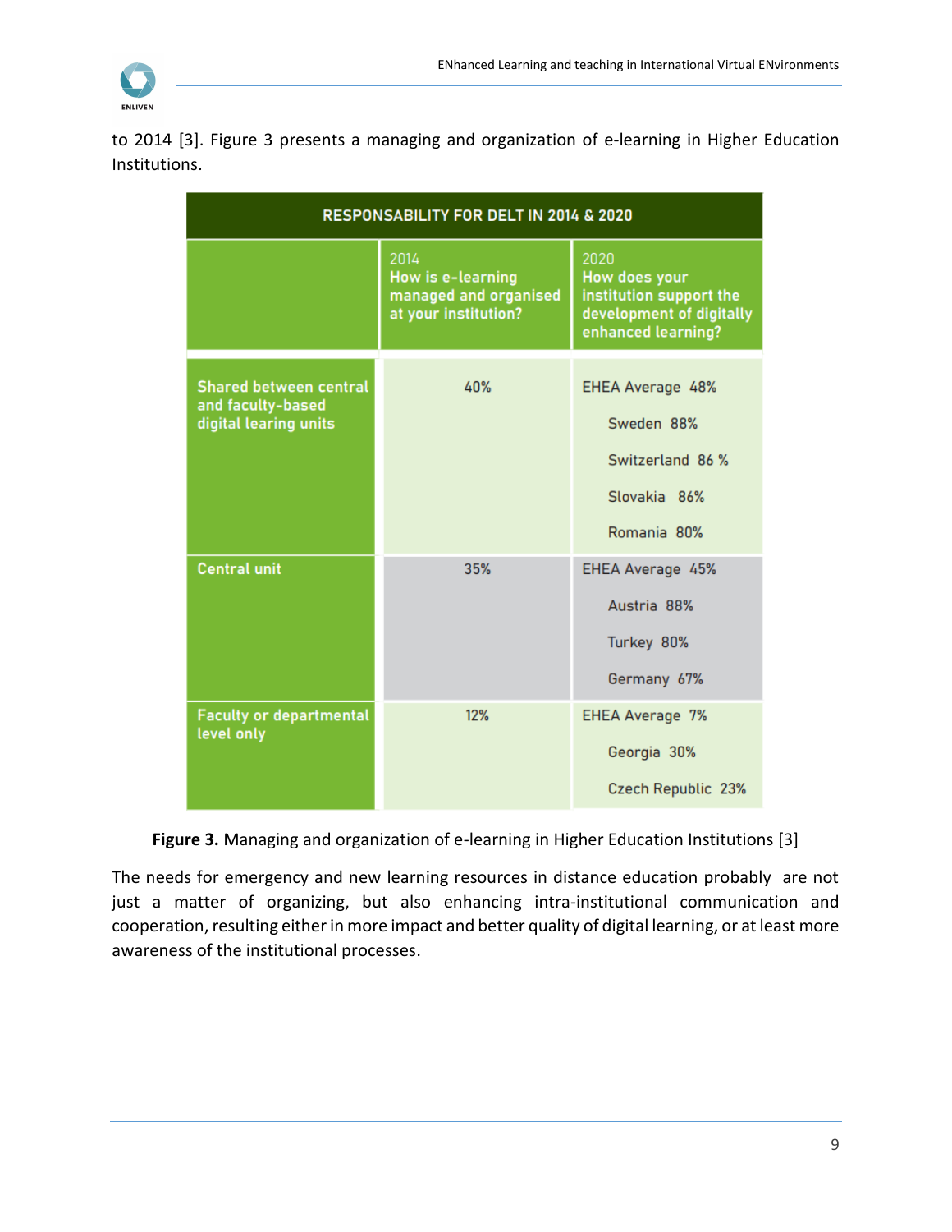to 2014 [3]. Figure 3 presents a managing and organization of e-learning in Higher Education Institutions.

| RESPONSABILITY FOR DELT IN 2014 & 2020 | | |
|---|---|---|
| | 2014 How is e-learning managed and organised at your institution? | 2020 How does your institution support the development of digitally enhanced learning? |
| Shared between central and faculty-based digital learing units | 40% | EHEA Average 48%<br>Sweden 88%<br>Switzerland 86 %<br>Slovakia 86%<br>Romania 80% |
| Central unit | 35% | EHEA Average 45%<br>Austria 88%<br>Turkey 80%<br>Germany 67% |
| Faculty or departmental level only | 12% | EHEA Average 7%<br>Georgia 30%<br>Czech Republic 23% |

**Figure 3.** Managing and organization of e-learning in Higher Education Institutions [3]

The needs for emergency and new learning resources in distance education probably are not just a matter of organizing, but also enhancing intra-institutional communication and cooperation, resulting either in more impact and better quality of digital learning, or at least more awareness of the institutional processes.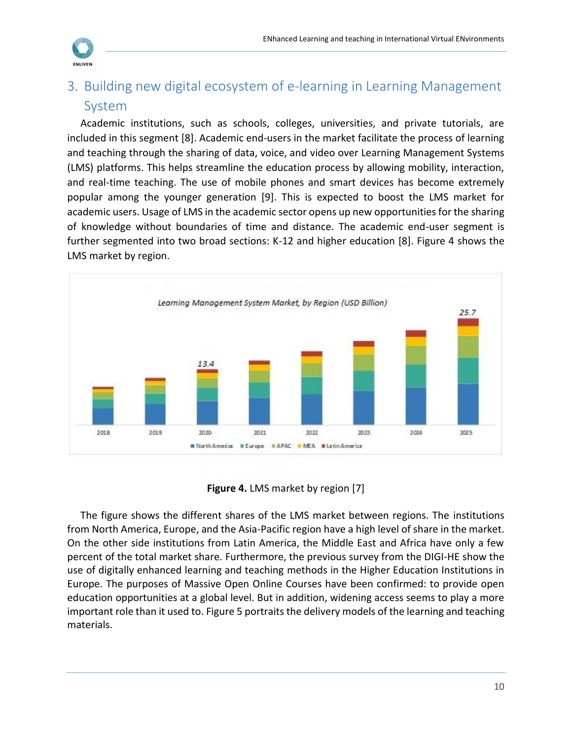# 3. Building new digital ecosystem of e-learning in Learning Management System

Academic institutions, such as schools, colleges, universities, and private tutorials, are included in this segment [8]. Academic end-users in the market facilitate the process of learning and teaching through the sharing of data, voice, and video over Learning Management Systems (LMS) platforms. This helps streamline the education process by allowing mobility, interaction, and real-time teaching. The use of mobile phones and smart devices has become extremely popular among the younger generation [9]. This is expected to boost the LMS market for academic users. Usage of LMS in the academic sector opens up new opportunities for the sharing of knowledge without boundaries of time and distance. The academic end-user segment is further segmented into two broad sections: K-12 and higher education [8]. Figure 4 shows the LMS market by region.

**Figure 4.** LMS market by region [7]

The figure shows the different shares of the LMS market between regions. The institutions from North America, Europe, and the Asia-Pacific region have a high level of share in the market. On the other side institutions from Latin America, the Middle East and Africa have only a few percent of the total market share. Furthermore, the previous survey from the DIGI-HE show the use of digitally enhanced learning and teaching methods in the Higher Education Institutions in Europe. The purposes of Massive Open Online Courses have been confirmed: to provide open education opportunities at a global level. But in addition, widening access seems to play a more important role than it used to. Figure 5 portraits the delivery models of the learning and teaching materials.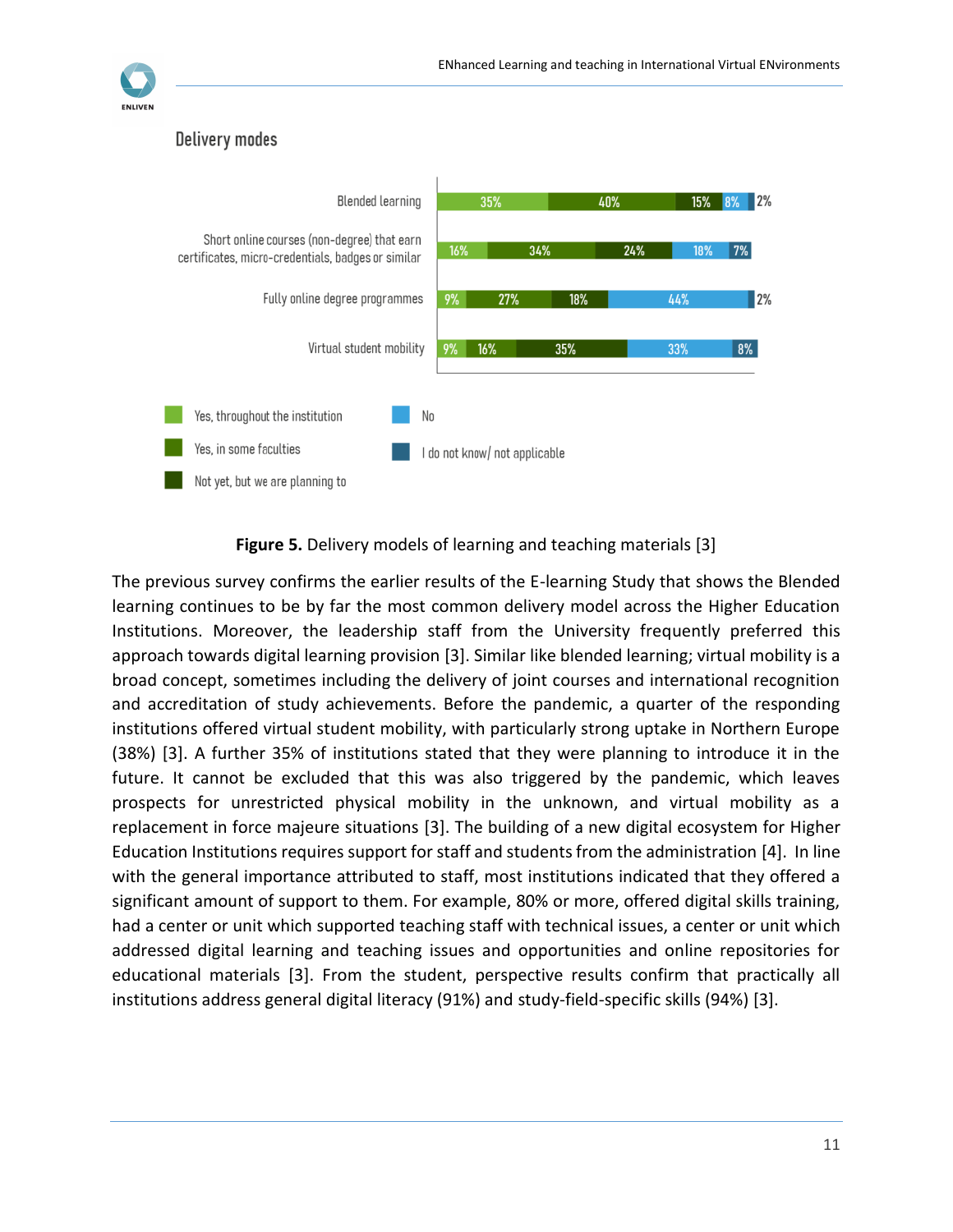## Delivery modes

| | Yes, throughout the institution | Yes, in some faculties | Not yet, but we are planning to | No | I do not know/ not applicable |
|---|---|---|---|---|---|
| Blended learning | 35% | 40% | 15% | 8% | 2% |
| Short online courses (non-degree) that earn certificates, micro-credentials, badges or similar | 16% | 34% | 24% | 18% | 7% |
| Fully online degree programmes | 9% | 27% | 18% | 44% | 2% |
| Virtual student mobility | 9% | 16% | 35% | 33% | 8% |

**Figure 5.** Delivery models of learning and teaching materials [3]

The previous survey confirms the earlier results of the E-learning Study that shows the Blended learning continues to be by far the most common delivery model across the Higher Education Institutions. Moreover, the leadership staff from the University frequently preferred this approach towards digital learning provision [3]. Similar like blended learning; virtual mobility is a broad concept, sometimes including the delivery of joint courses and international recognition and accreditation of study achievements. Before the pandemic, a quarter of the responding institutions offered virtual student mobility, with particularly strong uptake in Northern Europe (38%) [3]. A further 35% of institutions stated that they were planning to introduce it in the future. It cannot be excluded that this was also triggered by the pandemic, which leaves prospects for unrestricted physical mobility in the unknown, and virtual mobility as a replacement in force majeure situations [3]. The building of a new digital ecosystem for Higher Education Institutions requires support for staff and students from the administration [4]. In line with the general importance attributed to staff, most institutions indicated that they offered a significant amount of support to them. For example, 80% or more, offered digital skills training, had a center or unit which supported teaching staff with technical issues, a center or unit which addressed digital learning and teaching issues and opportunities and online repositories for educational materials [3]. From the student, perspective results confirm that practically all institutions address general digital literacy (91%) and study-field-specific skills (94%) [3].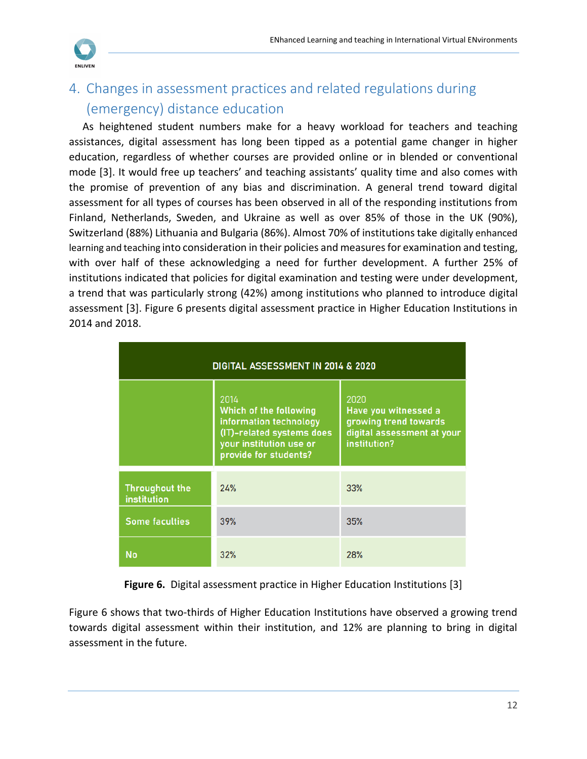## 4. Changes in assessment practices and related regulations during (emergency) distance education

As heightened student numbers make for a heavy workload for teachers and teaching assistances, digital assessment has long been tipped as a potential game changer in higher education, regardless of whether courses are provided online or in blended or conventional mode [3]. It would free up teachers' and teaching assistants' quality time and also comes with the promise of prevention of any bias and discrimination. A general trend toward digital assessment for all types of courses has been observed in all of the responding institutions from Finland, Netherlands, Sweden, and Ukraine as well as over 85% of those in the UK (90%), Switzerland (88%) Lithuania and Bulgaria (86%). Almost 70% of institutions take digitally enhanced learning and teaching into consideration in their policies and measures for examination and testing, with over half of these acknowledging a need for further development. A further 25% of institutions indicated that policies for digital examination and testing were under development, a trend that was particularly strong (42%) among institutions who planned to introduce digital assessment [3]. Figure 6 presents digital assessment practice in Higher Education Institutions in 2014 and 2018.

| DIGITAL ASSESSMENT IN 2014 & 2020 | | |
|---|---|---|
| | 2014 Which of the following information technology (IT)-related systems does your institution use or provide for students? | 2020 Have you witnessed a growing trend towards digital assessment at your institution? |
| Throughout the institution | 24% | 33% |
| Some faculties | 39% | 35% |
| No | 32% | 28% |

**Figure 6.** Digital assessment practice in Higher Education Institutions [3]

Figure 6 shows that two-thirds of Higher Education Institutions have observed a growing trend towards digital assessment within their institution, and 12% are planning to bring in digital assessment in the future.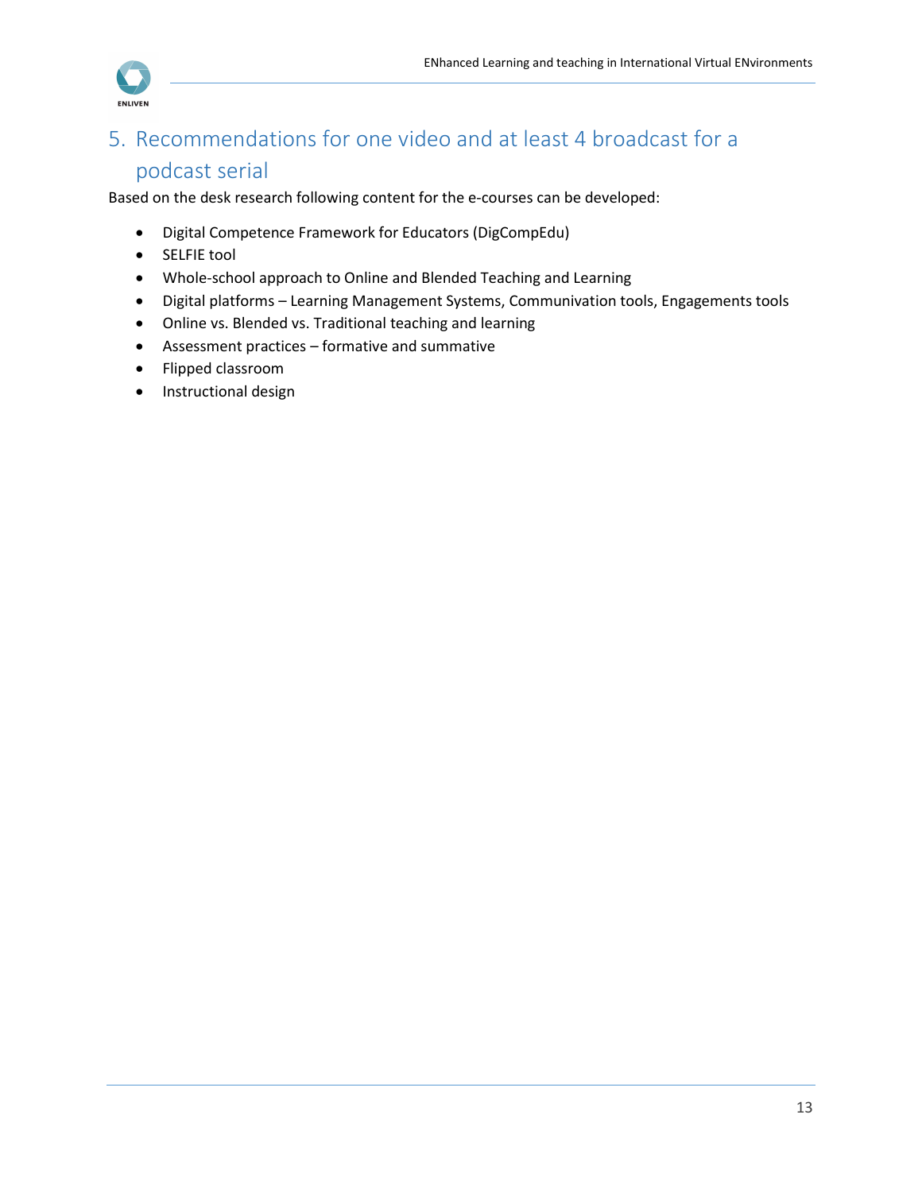# 5. Recommendations for one video and at least 4 broadcast for a podcast serial

Based on the desk research following content for the e-courses can be developed:

- Digital Competence Framework for Educators (DigCompEdu)
- SELFIE tool
- Whole-school approach to Online and Blended Teaching and Learning
- Digital platforms – Learning Management Systems, Communivation tools, Engagements tools
- Online vs. Blended vs. Traditional teaching and learning
- Assessment practices – formative and summative
- Flipped classroom
- Instructional design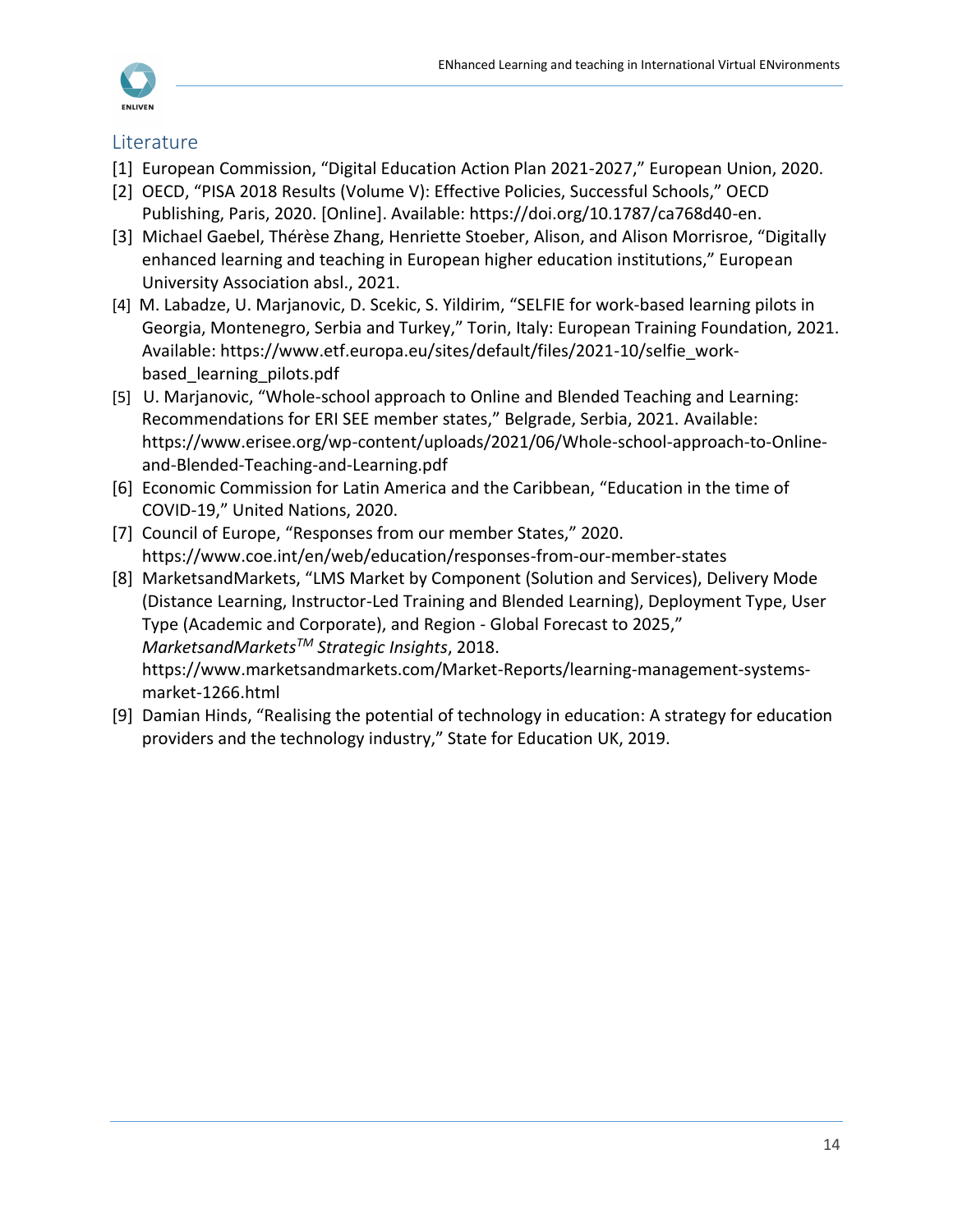## Literature

[1] European Commission, “Digital Education Action Plan 2021-2027,” European Union, 2020.

[2] OECD, “PISA 2018 Results (Volume V): Effective Policies, Successful Schools,” OECD Publishing, Paris, 2020. [Online]. Available: https://doi.org/10.1787/ca768d40-en.

[3] Michael Gaebel, Thérèse Zhang, Henriette Stoeber, Alison, and Alison Morrisroe, “Digitally enhanced learning and teaching in European higher education institutions,” European University Association absl., 2021.

[4] M. Labadze, U. Marjanovic, D. Scekic, S. Yildirim, “SELFIE for work-based learning pilots in Georgia, Montenegro, Serbia and Turkey,” Torin, Italy: European Training Foundation, 2021. Available: https://www.etf.europa.eu/sites/default/files/2021-10/selfie_work-based_learning_pilots.pdf

[5] U. Marjanovic, “Whole-school approach to Online and Blended Teaching and Learning: Recommendations for ERI SEE member states,” Belgrade, Serbia, 2021. Available: https://www.erisee.org/wp-content/uploads/2021/06/Whole-school-approach-to-Online-and-Blended-Teaching-and-Learning.pdf

[6] Economic Commission for Latin America and the Caribbean, “Education in the time of COVID-19,” United Nations, 2020.

[7] Council of Europe, “Responses from our member States,” 2020. https://www.coe.int/en/web/education/responses-from-our-member-states

[8] MarketsandMarkets, “LMS Market by Component (Solution and Services), Delivery Mode (Distance Learning, Instructor-Led Training and Blended Learning), Deployment Type, User Type (Academic and Corporate), and Region - Global Forecast to 2025,” *MarketsandMarkets™ Strategic Insights*, 2018. https://www.marketsandmarkets.com/Market-Reports/learning-management-systems-market-1266.html

[9] Damian Hinds, “Realising the potential of technology in education: A strategy for education providers and the technology industry,” State for Education UK, 2019.